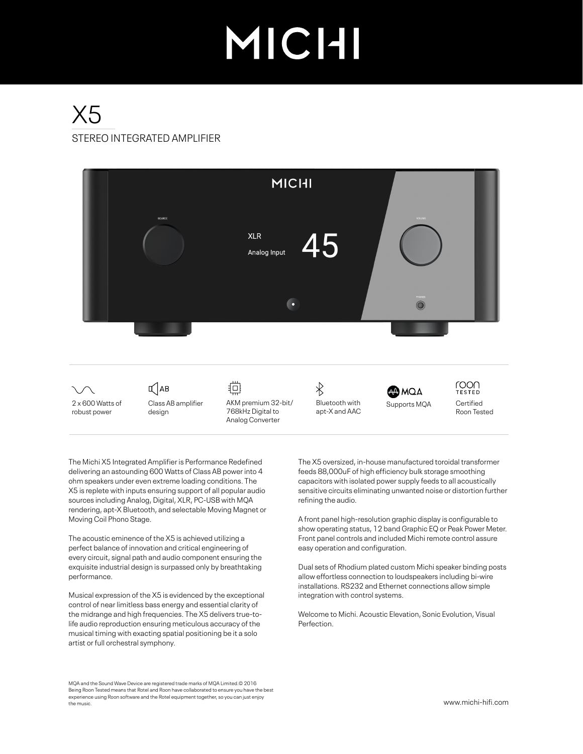# MICHI

# X5

## STEREO INTEGRATED AMPLIFIER

- 2 x 600 Watts of robust power
- Class AB amplifier design
- AKM premium 32-bit/768kHz Digital to Analog Converter
- Bluetooth with apt-X and AAC
- Supports MQA
- Certified Roon Tested

The Michi X5 Integrated Amplifier is Performance Redefined delivering an astounding 600 Watts of Class AB power into 4 ohm speakers under even extreme loading conditions. The X5 is replete with inputs ensuring support of all popular audio sources including Analog, Digital, XLR, PC-USB with MQA rendering, apt-X Bluetooth, and selectable Moving Magnet or Moving Coil Phono Stage.

The acoustic eminence of the X5 is achieved utilizing a perfect balance of innovation and critical engineering of every circuit, signal path and audio component ensuring the exquisite industrial design is surpassed only by breathtaking performance.

Musical expression of the X5 is evidenced by the exceptional control of near limitless bass energy and essential clarity of the midrange and high frequencies. The X5 delivers true-to-life audio reproduction ensuring meticulous accuracy of the musical timing with exacting spatial positioning be it a solo artist or full orchestral symphony.

The X5 oversized, in-house manufactured toroidal transformer feeds 88,000uF of high efficiency bulk storage smoothing capacitors with isolated power supply feeds to all acoustically sensitive circuits eliminating unwanted noise or distortion further refining the audio.

A front panel high-resolution graphic display is configurable to show operating status, 12 band Graphic EQ or Peak Power Meter. Front panel controls and included Michi remote control assure easy operation and configuration.

Dual sets of Rhodium plated custom Michi speaker binding posts allow effortless connection to loudspeakers including bi-wire installations. RS232 and Ethernet connections allow simple integration with control systems.

Welcome to Michi. Acoustic Elevation, Sonic Evolution, Visual Perfection.

MQA and the Sound Wave Device are registered trade marks of MQA Limited.© 2016
Being Roon Tested means that Rotel and Roon have collaborated to ensure you have the best experience using Roon software and the Rotel equipment together, so you can just enjoy the music.

www.michi-hifi.com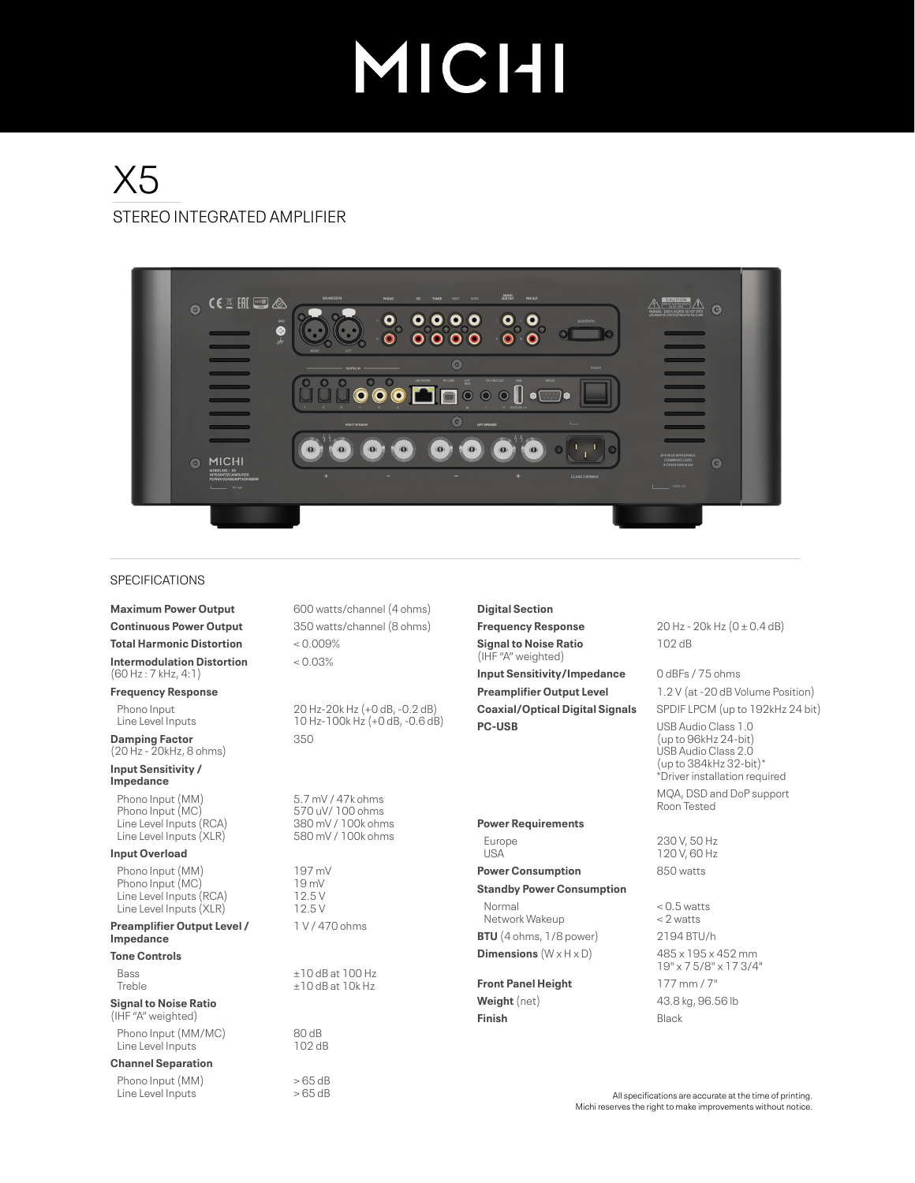# MICHI

# X5

## STEREO INTEGRATED AMPLIFIER

### SPECIFICATIONS

| | |
|---|---|
| **Maximum Power Output** | 600 watts/channel (4 ohms) |
| **Continuous Power Output** | 350 watts/channel (8 ohms) |
| **Total Harmonic Distortion** | < 0.009% |
| **Intermodulation Distortion** (60 Hz : 7 kHz, 4:1) | < 0.03% |
| **Frequency Response** | |
| Phono Input | 20 Hz-20k Hz (+0 dB, -0.2 dB) |
| Line Level Inputs | 10 Hz-100k Hz (+0 dB, -0.6 dB) |
| **Damping Factor** (20 Hz - 20kHz, 8 ohms) | 350 |
| **Input Sensitivity / Impedance** | |
| Phono Input (MM) | 5.7 mV / 47k ohms |
| Phono Input (MC) | 570 uV/ 100 ohms |
| Line Level Inputs (RCA) | 380 mV / 100k ohms |
| Line Level Inputs (XLR) | 580 mV / 100k ohms |
| **Input Overload** | |
| Phono Input (MM) | 197 mV |
| Phono Input (MC) | 19 mV |
| Line Level Inputs (RCA) | 12.5 V |
| Line Level Inputs (XLR) | 12.5 V |
| **Preamplifier Output Level / Impedance** | 1 V / 470 ohms |
| **Tone Controls** | |
| Bass | ±10 dB at 100 Hz |
| Treble | ±10 dB at 10k Hz |
| **Signal to Noise Ratio** (IHF "A" weighted) | |
| Phono Input (MM/MC) | 80 dB |
| Line Level Inputs | 102 dB |
| **Channel Separation** | |
| Phono Input (MM) | > 65 dB |
| Line Level Inputs | > 65 dB |

| | |
|---|---|
| **Digital Section** | |
| **Frequency Response** | 20 Hz - 20k Hz (0 ± 0.4 dB) |
| **Signal to Noise Ratio** (IHF "A" weighted) | 102 dB |
| **Input Sensitivity/Impedance** | 0 dBFs / 75 ohms |
| **Preamplifier Output Level** | 1.2 V (at -20 dB Volume Position) |
| **Coaxial/Optical Digital Signals** | SPDIF LPCM (up to 192kHz 24 bit) |
| **PC-USB** | USB Audio Class 1.0 (up to 96kHz 24-bit) USB Audio Class 2.0 (up to 384kHz 32-bit)* *Driver installation required |
| | MQA, DSD and DoP support Roon Tested |
| **Power Requirements** | |
| Europe | 230 V, 50 Hz |
| USA | 120 V, 60 Hz |
| **Power Consumption** | 850 watts |
| **Standby Power Consumption** | |
| Normal | < 0.5 watts |
| Network Wakeup | < 2 watts |
| **BTU** (4 ohms, 1/8 power) | 2194 BTU/h |
| **Dimensions** (W x H x D) | 485 x 195 x 452 mm 19" x 7 5/8" x 17 3/4" |
| **Front Panel Height** | 177 mm / 7" |
| **Weight** (net) | 43.8 kg, 96.56 lb |
| **Finish** | Black |

All specifications are accurate at the time of printing.
Michi reserves the right to make improvements without notice.